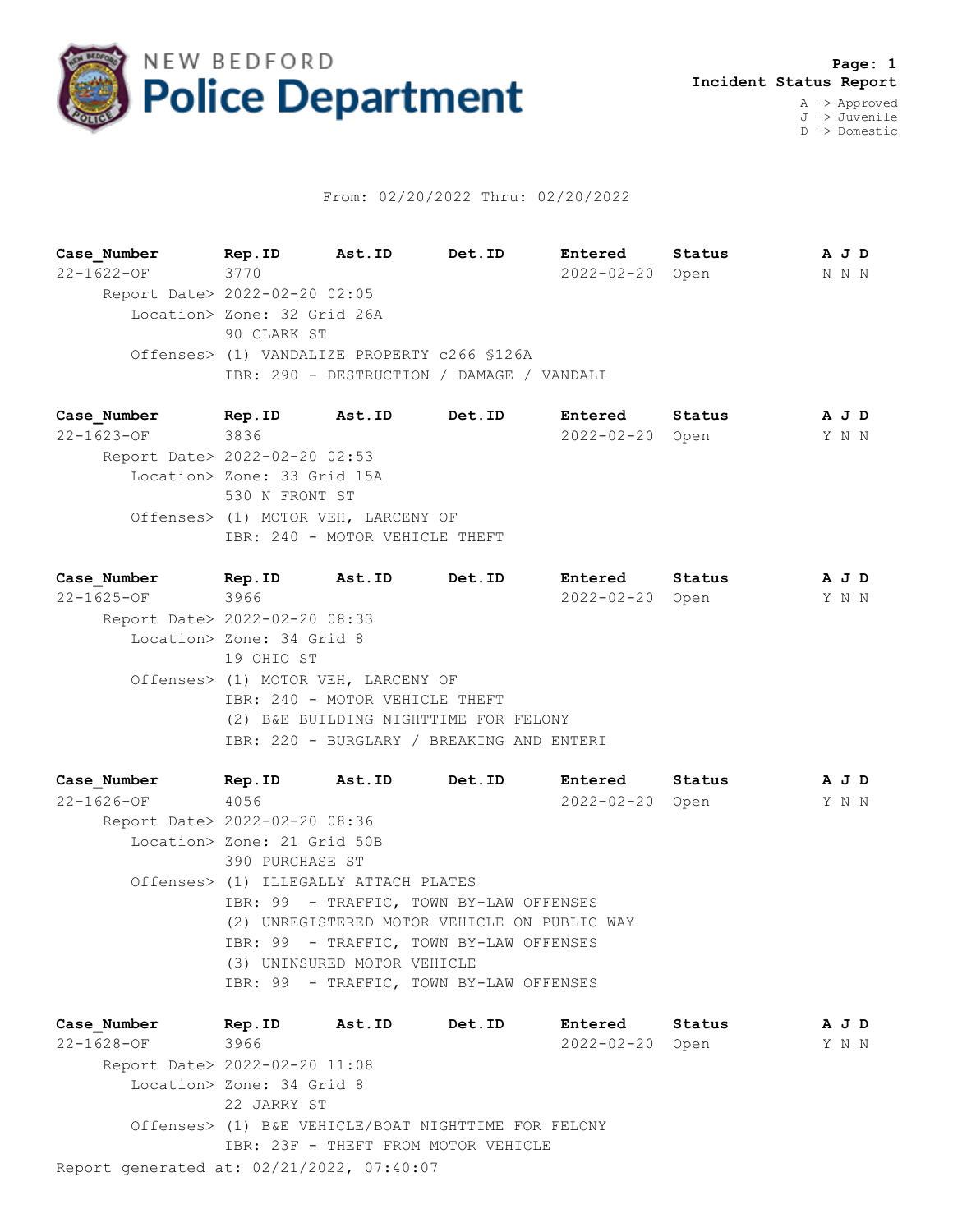NEW BEDFORD
# Police Department

**Page: 1**
**Incident Status Report**

A -> Approved
J -> Juvenile
D -> Domestic

From: 02/20/2022 Thru: 02/20/2022

| Case_Number | Rep.ID | Ast.ID | Det.ID | Entered | Status | A J D |
|---|---|---|---|---|---|---|
| 22-1622-OF | 3770 | | | 2022-02-20 | Open | N N N |

Report Date> 2022-02-20 02:05
Location> Zone: 32 Grid 26A
90 CLARK ST
Offenses> (1) VANDALIZE PROPERTY c266 §126A
IBR: 290 - DESTRUCTION / DAMAGE / VANDALI

| Case_Number | Rep.ID | Ast.ID | Det.ID | Entered | Status | A J D |
|---|---|---|---|---|---|---|
| 22-1623-OF | 3836 | | | 2022-02-20 | Open | Y N N |

Report Date> 2022-02-20 02:53
Location> Zone: 33 Grid 15A
530 N FRONT ST
Offenses> (1) MOTOR VEH, LARCENY OF
IBR: 240 - MOTOR VEHICLE THEFT

| Case_Number | Rep.ID | Ast.ID | Det.ID | Entered | Status | A J D |
|---|---|---|---|---|---|---|
| 22-1625-OF | 3966 | | | 2022-02-20 | Open | Y N N |

Report Date> 2022-02-20 08:33
Location> Zone: 34 Grid 8
19 OHIO ST
Offenses> (1) MOTOR VEH, LARCENY OF
IBR: 240 - MOTOR VEHICLE THEFT
(2) B&E BUILDING NIGHTTIME FOR FELONY
IBR: 220 - BURGLARY / BREAKING AND ENTERI

| Case_Number | Rep.ID | Ast.ID | Det.ID | Entered | Status | A J D |
|---|---|---|---|---|---|---|
| 22-1626-OF | 4056 | | | 2022-02-20 | Open | Y N N |

Report Date> 2022-02-20 08:36
Location> Zone: 21 Grid 50B
390 PURCHASE ST
Offenses> (1) ILLEGALLY ATTACH PLATES
IBR: 99 - TRAFFIC, TOWN BY-LAW OFFENSES
(2) UNREGISTERED MOTOR VEHICLE ON PUBLIC WAY
IBR: 99 - TRAFFIC, TOWN BY-LAW OFFENSES
(3) UNINSURED MOTOR VEHICLE
IBR: 99 - TRAFFIC, TOWN BY-LAW OFFENSES

| Case_Number | Rep.ID | Ast.ID | Det.ID | Entered | Status | A J D |
|---|---|---|---|---|---|---|
| 22-1628-OF | 3966 | | | 2022-02-20 | Open | Y N N |

Report Date> 2022-02-20 11:08
Location> Zone: 34 Grid 8
22 JARRY ST
Offenses> (1) B&E VEHICLE/BOAT NIGHTTIME FOR FELONY
IBR: 23F - THEFT FROM MOTOR VEHICLE

Report generated at: 02/21/2022, 07:40:07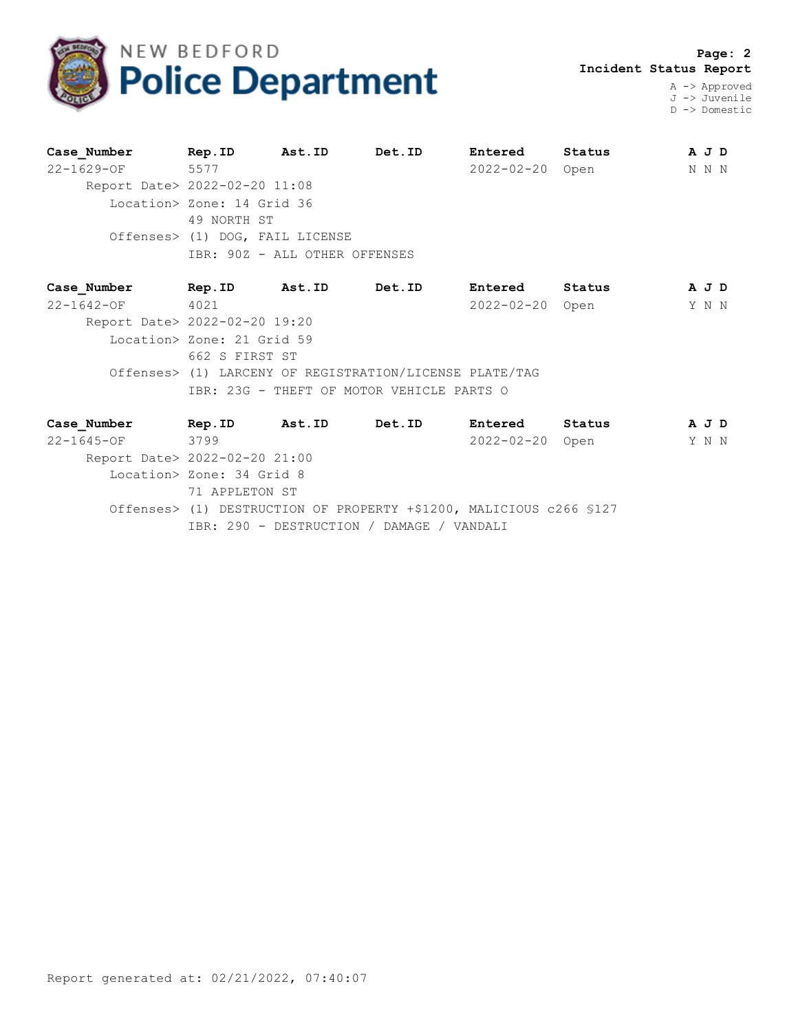# NEW BEDFORD Police Department

**Incident Status Report**

A -> Approved
J -> Juvenile
D -> Domestic

| Case_Number | Rep.ID | Ast.ID | Det.ID | Entered | Status | A J D |
|---|---|---|---|---|---|---|
| 22-1629-OF | 5577 | | | 2022-02-20 | Open | N N N |

Report Date> 2022-02-20 11:08
Location> Zone: 14 Grid 36
49 NORTH ST
Offenses> (1) DOG, FAIL LICENSE
IBR: 90Z - ALL OTHER OFFENSES

| Case_Number | Rep.ID | Ast.ID | Det.ID | Entered | Status | A J D |
|---|---|---|---|---|---|---|
| 22-1642-OF | 4021 | | | 2022-02-20 | Open | Y N N |

Report Date> 2022-02-20 19:20
Location> Zone: 21 Grid 59
662 S FIRST ST
Offenses> (1) LARCENY OF REGISTRATION/LICENSE PLATE/TAG
IBR: 23G - THEFT OF MOTOR VEHICLE PARTS O

| Case_Number | Rep.ID | Ast.ID | Det.ID | Entered | Status | A J D |
|---|---|---|---|---|---|---|
| 22-1645-OF | 3799 | | | 2022-02-20 | Open | Y N N |

Report Date> 2022-02-20 21:00
Location> Zone: 34 Grid 8
71 APPLETON ST
Offenses> (1) DESTRUCTION OF PROPERTY +$1200, MALICIOUS c266 §127
IBR: 290 - DESTRUCTION / DAMAGE / VANDALI

Report generated at: 02/21/2022, 07:40:07